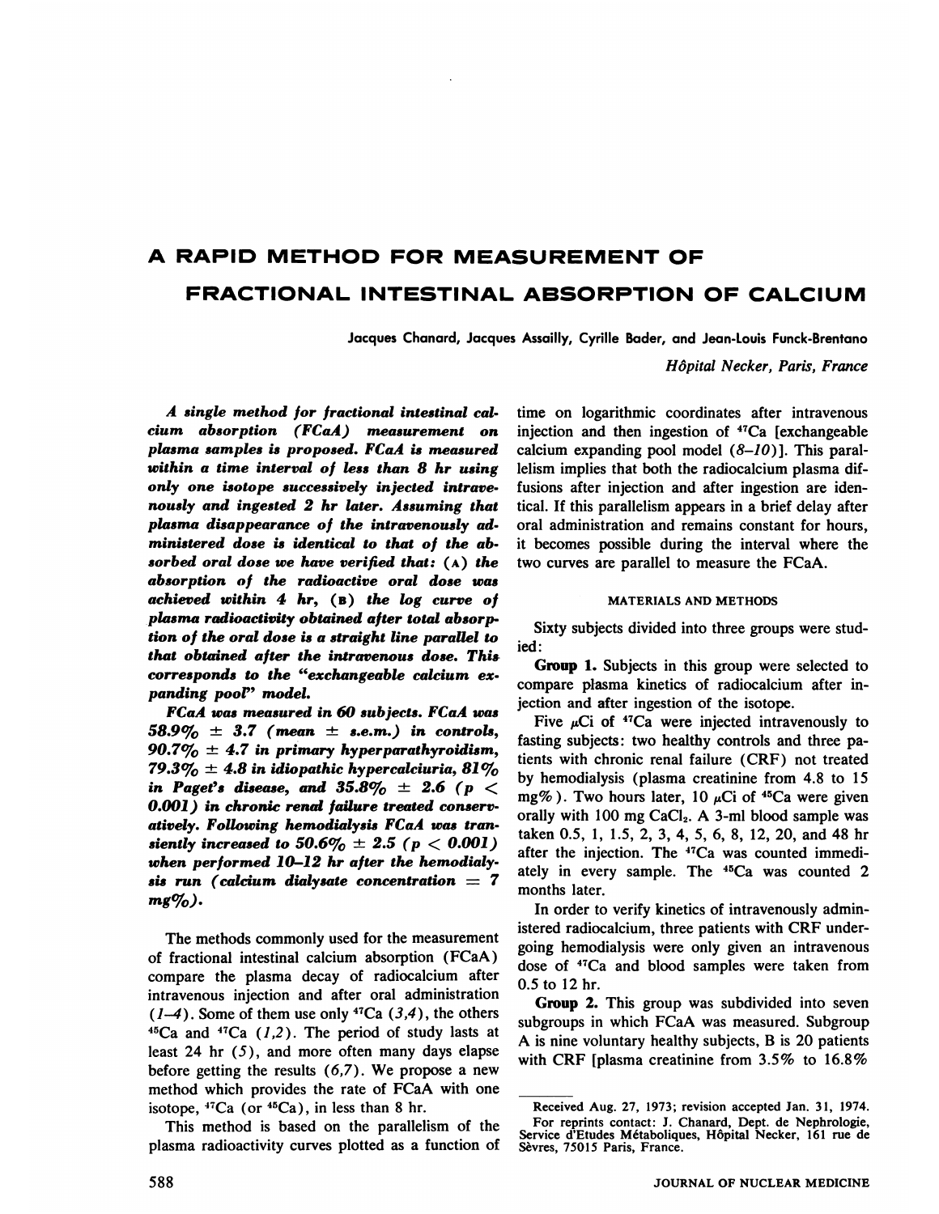# A RAPID METHOD FOR MEASUREMENT OF FRACTIONAL INTESTINAL ABSORPTION OF CALCIUM

Jacques Chanard, Jacques Assailly, Cyrille Bader, and Jean-Louis Funck-Brentano

*Hôpital Necker, Paris, France*

***A single method for fractional intestinal calcium absorption (FCaA) measurement on plasma samples is proposed. FCaA is measured within a time interval of less than 8 hr using only one isotope successively injected intravenously and ingested 2 hr later. Assuming that plasma disappearance of the intravenously administered dose is identical to that of the absorbed oral dose we have verified that: (A) the absorption of the radioactive oral dose was achieved within 4 hr, (B) the log curve of plasma radioactivity obtained after total absorption of the oral dose is a straight line parallel to that obtained after the intravenous dose. This corresponds to the "exchangeable calcium expanding pool" model.***

***FCaA was measured in 60 subjects. FCaA was 58.9% ± 3.7 (mean ± s.e.m.) in controls, 90.7% ± 4.7 in primary hyperparathyroidism, 79.3% ± 4.8 in idiopathic hypercalciuria, 81% in Paget's disease, and 35.8% ± 2.6 ($p < 0.001$) in chronic renal failure treated conservatively. Following hemodialysis FCaA was transiently increased to 50.6% ± 2.5 ($p < 0.001$) when performed 10–12 hr after the hemodialysis run (calcium dialysate concentration = 7 mg%).***

The methods commonly used for the measurement of fractional intestinal calcium absorption (FCaA) compare the plasma decay of radiocalcium after intravenous injection and after oral administration (*1–4*). Some of them use only $^{47}$Ca (*3,4*), the others $^{45}$Ca and $^{47}$Ca (*1,2*). The period of study lasts at least 24 hr (*5*), and more often many days elapse before getting the results (*6,7*). We propose a new method which provides the rate of FCaA with one isotope, $^{47}$Ca (or $^{45}$Ca), in less than 8 hr.

This method is based on the parallelism of the plasma radioactivity curves plotted as a function of time on logarithmic coordinates after intravenous injection and then ingestion of $^{47}$Ca [exchangeable calcium expanding pool model (*8–10*)]. This parallelism implies that both the radiocalcium plasma diffusions after injection and after ingestion are identical. If this parallelism appears in a brief delay after oral administration and remains constant for hours, it becomes possible during the interval where the two curves are parallel to measure the FCaA.

## MATERIALS AND METHODS

Sixty subjects divided into three groups were studied:

**Group 1.** Subjects in this group were selected to compare plasma kinetics of radiocalcium after injection and after ingestion of the isotope.

Five $\mu$Ci of $^{47}$Ca were injected intravenously to fasting subjects: two healthy controls and three patients with chronic renal failure (CRF) not treated by hemodialysis (plasma creatinine from 4.8 to 15 mg%). Two hours later, 10 $\mu$Ci of $^{45}$Ca were given orally with 100 mg $CaCl_2$. A 3-ml blood sample was taken 0.5, 1, 1.5, 2, 3, 4, 5, 6, 8, 12, 20, and 48 hr after the injection. The $^{47}$Ca was counted immediately in every sample. The $^{45}$Ca was counted 2 months later.

In order to verify kinetics of intravenously administered radiocalcium, three patients with CRF undergoing hemodialysis were only given an intravenous dose of $^{47}$Ca and blood samples were taken from 0.5 to 12 hr.

**Group 2.** This group was subdivided into seven subgroups in which FCaA was measured. Subgroup A is nine voluntary healthy subjects, B is 20 patients with CRF [plasma creatinine from 3.5% to 16.8%

---

Received Aug. 27, 1973; revision accepted Jan. 31, 1974.

For reprints contact: J. Chanard, Dept. de Nephrologie, Service d'Etudes Métaboliques, Hôpital Necker, 161 rue de Sèvres, 75015 Paris, France.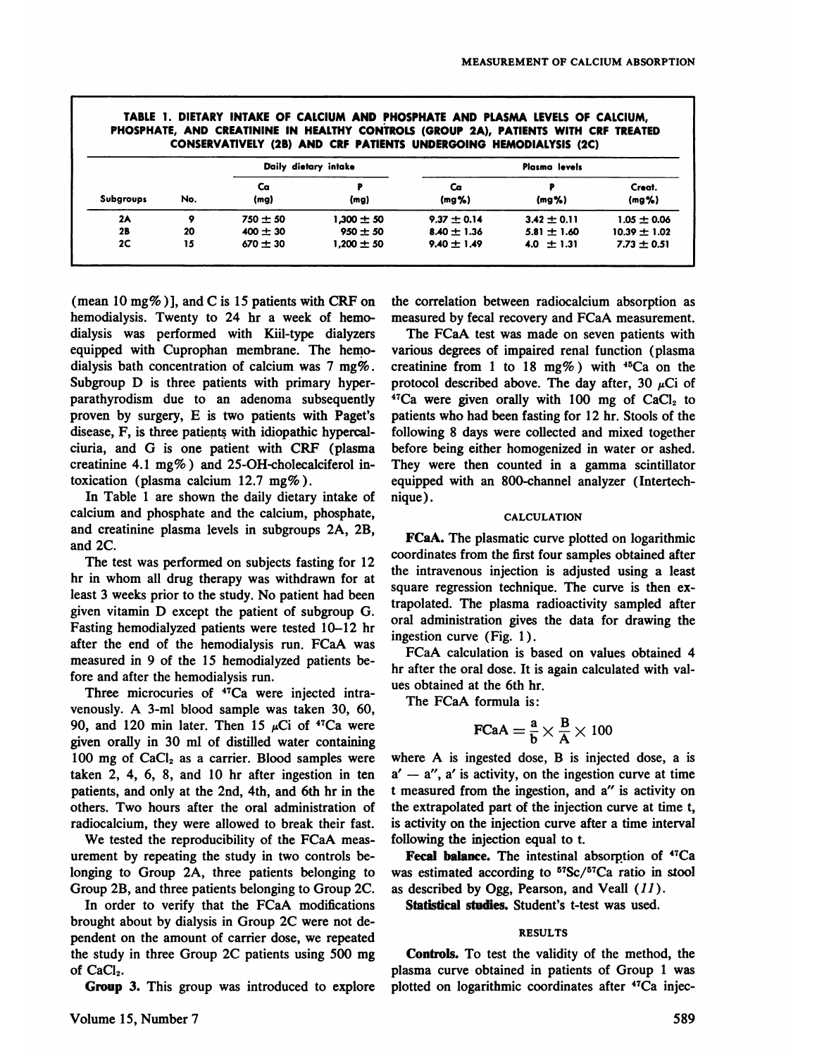**TABLE 1. DIETARY INTAKE OF CALCIUM AND PHOSPHATE AND PLASMA LEVELS OF CALCIUM, PHOSPHATE, AND CREATININE IN HEALTHY CONTROLS (GROUP 2A), PATIENTS WITH CRF TREATED CONSERVATIVELY (2B) AND CRF PATIENTS UNDERGOING HEMODIALYSIS (2C)**

| | | Daily dietary intake | | Plasma levels | | |
|---|---|---|---|---|---|---|
| Subgroups | No. | Ca (mg) | P (mg) | Ca (mg%) | P (mg%) | Creat. (mg%) |
| 2A | 9 | 750 ± 50 | 1,300 ± 50 | 9.37 ± 0.14 | 3.42 ± 0.11 | 1.05 ± 0.06 |
| 2B | 20 | 400 ± 30 | 950 ± 50 | 8.40 ± 1.36 | 5.81 ± 1.60 | 10.39 ± 1.02 |
| 2C | 15 | 670 ± 30 | 1,200 ± 50 | 9.40 ± 1.49 | 4.0 ± 1.31 | 7.73 ± 0.51 |

(mean 10 mg%)], and C is 15 patients with CRF on hemodialysis. Twenty to 24 hr a week of hemodialysis was performed with Kiil-type dialyzers equipped with Cuprophan membrane. The hemodialysis bath concentration of calcium was 7 mg%. Subgroup D is three patients with primary hyperparathyrodism due to an adenoma subsequently proven by surgery, E is two patients with Paget's disease, F, is three patients with idiopathic hypercalciuria, and G is one patient with CRF (plasma creatinine 4.1 mg%) and 25-OH-cholecalciferol intoxication (plasma calcium 12.7 mg%).

In Table 1 are shown the daily dietary intake of calcium and phosphate and the calcium, phosphate, and creatinine plasma levels in subgroups 2A, 2B, and 2C.

The test was performed on subjects fasting for 12 hr in whom all drug therapy was withdrawn for at least 3 weeks prior to the study. No patient had been given vitamin D except the patient of subgroup G. Fasting hemodialyzed patients were tested 10–12 hr after the end of the hemodialysis run. FCaA was measured in 9 of the 15 hemodialyzed patients before and after the hemodialysis run.

Three microcuries of $^{47}$Ca were injected intravenously. A 3-ml blood sample was taken 30, 60, 90, and 120 min later. Then 15 $\mu$Ci of $^{47}$Ca were given orally in 30 ml of distilled water containing 100 mg of $CaCl_2$ as a carrier. Blood samples were taken 2, 4, 6, 8, and 10 hr after ingestion in ten patients, and only at the 2nd, 4th, and 6th hr in the others. Two hours after the oral administration of radiocalcium, they were allowed to break their fast.

We tested the reproducibility of the FCaA measurement by repeating the study in two controls belonging to Group 2A, three patients belonging to Group 2B, and three patients belonging to Group 2C.

In order to verify that the FCaA modifications brought about by dialysis in Group 2C were not dependent on the amount of carrier dose, we repeated the study in three Group 2C patients using 500 mg of $CaCl_2$.

**Group 3.** This group was introduced to explore the correlation between radiocalcium absorption as measured by fecal recovery and FCaA measurement.

The FCaA test was made on seven patients with various degrees of impaired renal function (plasma creatinine from 1 to 18 mg%) with $^{45}$Ca on the protocol described above. The day after, 30 $\mu$Ci of $^{47}$Ca were given orally with 100 mg of $CaCl_2$ to patients who had been fasting for 12 hr. Stools of the following 8 days were collected and mixed together before being either homogenized in water or ashed. They were then counted in a gamma scintillator equipped with an 800-channel analyzer (Intertechnique).

## CALCULATION

**FCaA.** The plasmatic curve plotted on logarithmic coordinates from the first four samples obtained after the intravenous injection is adjusted using a least square regression technique. The curve is then extrapolated. The plasma radioactivity sampled after oral administration gives the data for drawing the ingestion curve (Fig. 1).

FCaA calculation is based on values obtained 4 hr after the oral dose. It is again calculated with values obtained at the 6th hr.

The FCaA formula is:

$$\text{FCaA} = \frac{a}{b} \times \frac{B}{A} \times 100$$

where A is ingested dose, B is injected dose, a is $a' - a''$, $a'$ is activity, on the ingestion curve at time t measured from the ingestion, and $a''$ is activity on the extrapolated part of the injection curve at time t, is activity on the injection curve after a time interval following the injection equal to t.

**Fecal balance.** The intestinal absorption of $^{47}$Ca was estimated according to $^{57}$Sc/$^{57}$Ca ratio in stool as described by Ogg, Pearson, and Veall (*11*).

**Statistical studies.** Student's t-test was used.

## RESULTS

**Controls.** To test the validity of the method, the plasma curve obtained in patients of Group 1 was plotted on logarithmic coordinates after $^{47}$Ca injec-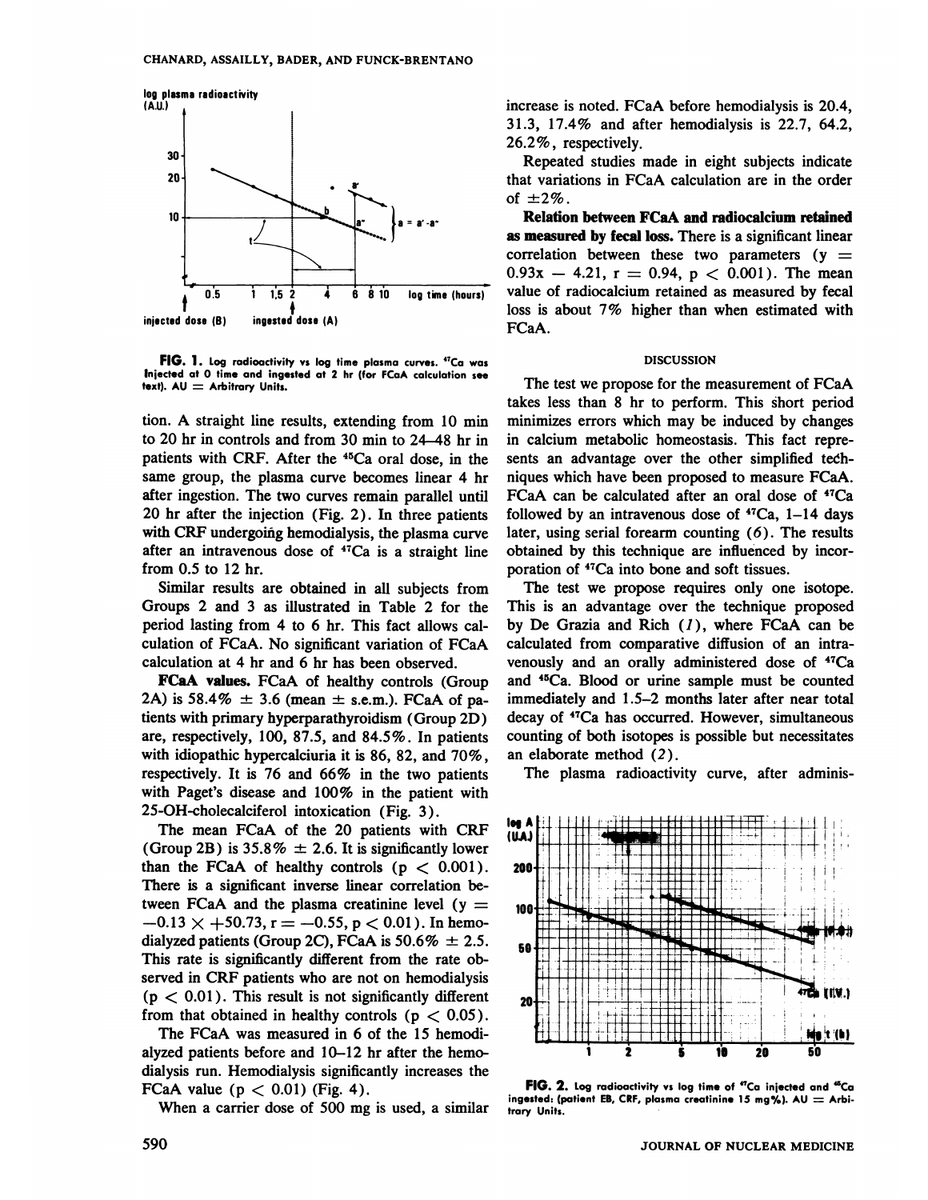FIG. 1. Log radioactivity vs log time plasma curves. $^{47}Ca$ was injected at 0 time and ingested at 2 hr (for FCaA calculation see text). AU = Arbitrary Units.

tion. A straight line results, extending from 10 min to 20 hr in controls and from 30 min to 24–48 hr in patients with CRF. After the $^{45}Ca$ oral dose, in the same group, the plasma curve becomes linear 4 hr after ingestion. The two curves remain parallel until 20 hr after the injection (Fig. 2). In three patients with CRF undergoing hemodialysis, the plasma curve after an intravenous dose of $^{47}Ca$ is a straight line from 0.5 to 12 hr.

Similar results are obtained in all subjects from Groups 2 and 3 as illustrated in Table 2 for the period lasting from 4 to 6 hr. This fact allows calculation of FCaA. No significant variation of FCaA calculation at 4 hr and 6 hr has been observed.

**FCaA values.** FCaA of healthy controls (Group 2A) is 58.4% ± 3.6 (mean ± s.e.m.). FCaA of patients with primary hyperparathyroidism (Group 2D) are, respectively, 100, 87.5, and 84.5%. In patients with idiopathic hypercalciuria it is 86, 82, and 70%, respectively. It is 76 and 66% in the two patients with Paget's disease and 100% in the patient with 25-OH-cholecalciferol intoxication (Fig. 3).

The mean FCaA of the 20 patients with CRF (Group 2B) is 35.8% ± 2.6. It is significantly lower than the FCaA of healthy controls ($p < 0.001$). There is a significant inverse linear correlation between FCaA and the plasma creatinine level ($y = -0.13 \times +50.73, r = -0.55, p < 0.01$). In hemodialyzed patients (Group 2C), FCaA is 50.6% ± 2.5. This rate is significantly different from the rate observed in CRF patients who are not on hemodialysis ($p < 0.01$). This result is not significantly different from that obtained in healthy controls ($p < 0.05$).

The FCaA was measured in 6 of the 15 hemodialyzed patients before and 10–12 hr after the hemodialysis run. Hemodialysis significantly increases the FCaA value ($p < 0.01$) (Fig. 4).

When a carrier dose of 500 mg is used, a similar increase is noted. FCaA before hemodialysis is 20.4, 31.3, 17.4% and after hemodialysis is 22.7, 64.2, 26.2%, respectively.

Repeated studies made in eight subjects indicate that variations in FCaA calculation are in the order of ±2%.

**Relation between FCaA and radiocalcium retained as measured by fecal loss.** There is a significant linear correlation between these two parameters ($y = 0.93x - 4.21, r = 0.94, p < 0.001$). The mean value of radiocalcium retained as measured by fecal loss is about 7% higher than when estimated with FCaA.

## DISCUSSION

The test we propose for the measurement of FCaA takes less than 8 hr to perform. This short period minimizes errors which may be induced by changes in calcium metabolic homeostasis. This fact represents an advantage over the other simplified techniques which have been proposed to measure FCaA. FCaA can be calculated after an oral dose of $^{47}Ca$ followed by an intravenous dose of $^{47}Ca$, 1–14 days later, using serial forearm counting (6). The results obtained by this technique are influenced by incorporation of $^{47}Ca$ into bone and soft tissues.

The test we propose requires only one isotope. This is an advantage over the technique proposed by De Grazia and Rich (1), where FCaA can be calculated from comparative diffusion of an intravenously and an orally administered dose of $^{47}Ca$ and $^{45}Ca$. Blood or urine sample must be counted immediately and 1.5–2 months later after near total decay of $^{47}Ca$ has occurred. However, simultaneous counting of both isotopes is possible but necessitates an elaborate method (2).

The plasma radioactivity curve, after adminis-

FIG. 2. Log radioactivity vs log time of $^{47}Ca$ injected and $^{45}Ca$ ingested: (patient EB, CRF, plasma creatinine 15 mg%). AU = Arbitrary Units.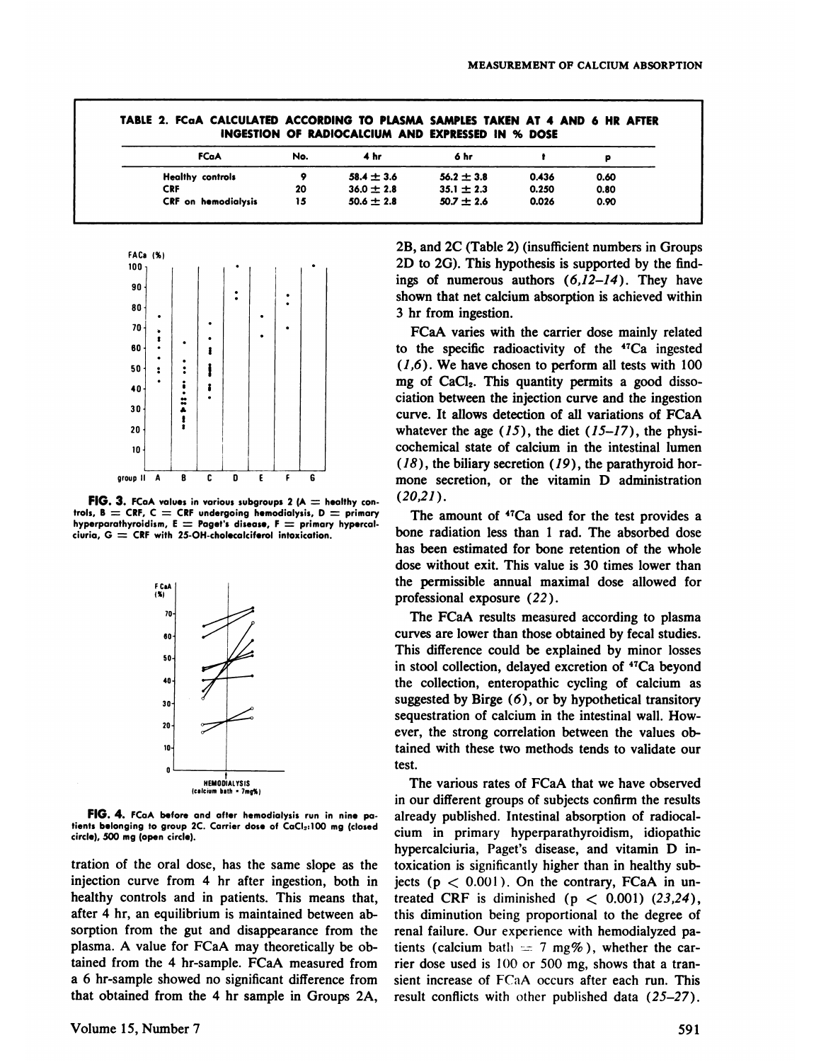**TABLE 2. FCaA CALCULATED ACCORDING TO PLASMA SAMPLES TAKEN AT 4 AND 6 HR AFTER INGESTION OF RADIOCALCIUM AND EXPRESSED IN % DOSE**

| FCaA | No. | 4 hr | 6 hr | t | p |
|---|---|---|---|---|---|
| Healthy controls | 9 | 58.4 ± 3.6 | 56.2 ± 3.8 | 0.436 | 0.60 |
| CRF | 20 | 36.0 ± 2.8 | 35.1 ± 2.3 | 0.250 | 0.80 |
| CRF on hemodialysis | 15 | 50.6 ± 2.8 | 50.7 ± 2.6 | 0.026 | 0.90 |

**FIG. 3.** FCaA values in various subgroups 2 (A = healthy controls, B = CRF, C = CRF undergoing hemodialysis, D = primary hyperparathyroidism, E = Paget's disease, F = primary hypercalciuria, G = CRF with 25-OH-cholecalciferol intoxication.

**FIG. 4.** FCaA before and after hemodialysis run in nine patients belonging to group 2C. Carrier dose of $CaCl_2$:100 mg (closed circle), 500 mg (open circle).

tration of the oral dose, has the same slope as the injection curve from 4 hr after ingestion, both in healthy controls and in patients. This means that, after 4 hr, an equilibrium is maintained between absorption from the gut and disappearance from the plasma. A value for FCaA may theoretically be obtained from the 4 hr-sample. FCaA measured from a 6 hr-sample showed no significant difference from that obtained from the 4 hr sample in Groups 2A, 2B, and 2C (Table 2) (insufficient numbers in Groups 2D to 2G). This hypothesis is supported by the findings of numerous authors (*6,12–14*). They have shown that net calcium absorption is achieved within 3 hr from ingestion.

FCaA varies with the carrier dose mainly related to the specific radioactivity of the $^{47}Ca$ ingested (*1,6*). We have chosen to perform all tests with 100 mg of $CaCl_2$. This quantity permits a good dissociation between the injection curve and the ingestion curve. It allows detection of all variations of FCaA whatever the age (*15*), the diet (*15–17*), the physicochemical state of calcium in the intestinal lumen (*18*), the biliary secretion (*19*), the parathyroid hormone secretion, or the vitamin D administration (*20,21*).

The amount of $^{47}Ca$ used for the test provides a bone radiation less than 1 rad. The absorbed dose has been estimated for bone retention of the whole dose without exit. This value is 30 times lower than the permissible annual maximal dose allowed for professional exposure (*22*).

The FCaA results measured according to plasma curves are lower than those obtained by fecal studies. This difference could be explained by minor losses in stool collection, delayed excretion of $^{47}Ca$ beyond the collection, enteropathic cycling of calcium as suggested by Birge (*6*), or by hypothetical transitory sequestration of calcium in the intestinal wall. However, the strong correlation between the values obtained with these two methods tends to validate our test.

The various rates of FCaA that we have observed in our different groups of subjects confirm the results already published. Intestinal absorption of radiocalcium in primary hyperparathyroidism, idiopathic hypercalciuria, Paget's disease, and vitamin D intoxication is significantly higher than in healthy subjects ($p < 0.001$). On the contrary, FCaA in untreated CRF is diminished ($p < 0.001$) (*23,24*), this diminution being proportional to the degree of renal failure. Our experience with hemodialyzed patients (calcium bath = 7 mg%), whether the carrier dose used is 100 or 500 mg, shows that a transient increase of FCaA occurs after each run. This result conflicts with other published data (*25–27*).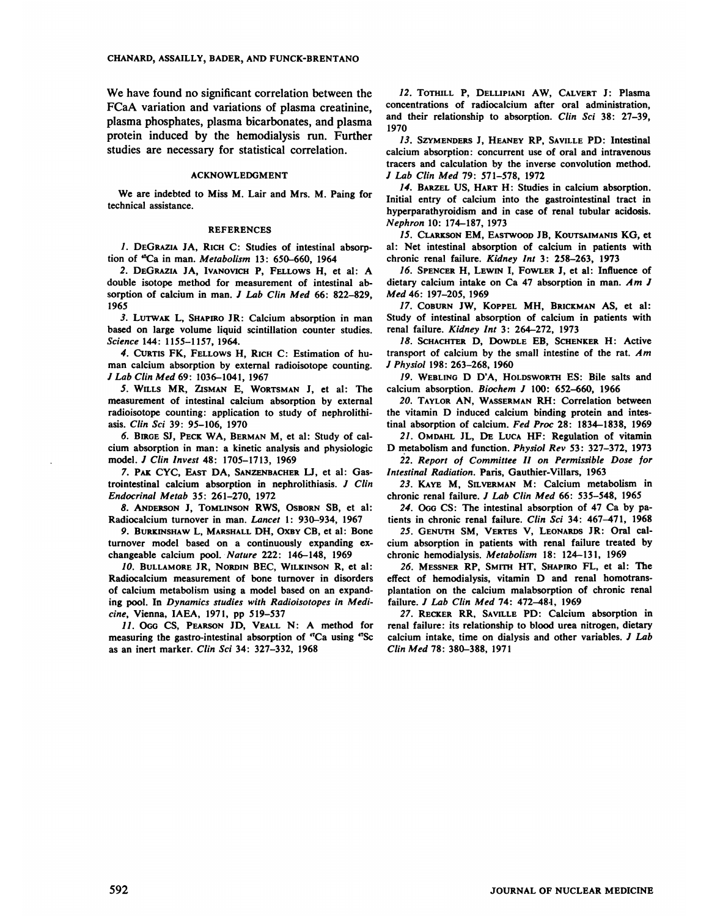We have found no significant correlation between the FCaA variation and variations of plasma creatinine, plasma phosphates, plasma bicarbonates, and plasma protein induced by the hemodialysis run. Further studies are necessary for statistical correlation.

## ACKNOWLEDGMENT

We are indebted to Miss M. Lair and Mrs. M. Paing for technical assistance.

## REFERENCES

1. DeGrazia JA, Rich C: Studies of intestinal absorption of $^{45}$Ca in man. *Metabolism* 13: 650–660, 1964
2. DeGrazia JA, Ivanovich P, Fellows H, et al: A double isotope method for measurement of intestinal absorption of calcium in man. *J Lab Clin Med* 66: 822–829, 1965
3. Lutwak L, Shapiro JR: Calcium absorption in man based on large volume liquid scintillation counter studies. *Science* 144: 1155–1157, 1964.
4. Curtis FK, Fellows H, Rich C: Estimation of human calcium absorption by external radioisotope counting. *J Lab Clin Med* 69: 1036–1041, 1967
5. Wills MR, Zisman E, Wortsman J, et al: The measurement of intestinal calcium absorption by external radioisotope counting: application to study of nephrolithiasis. *Clin Sci* 39: 95–106, 1970
6. Birge SJ, Peck WA, Berman M, et al: Study of calcium absorption in man: a kinetic analysis and physiologic model. *J Clin Invest* 48: 1705–1713, 1969
7. Pak CYC, East DA, Sanzenbacher LJ, et al: Gastrointestinal calcium absorption in nephrolithiasis. *J Clin Endocrinal Metab* 35: 261–270, 1972
8. Anderson J, Tomlinson RWS, Osborn SB, et al: Radiocalcium turnover in man. *Lancet* 1: 930–934, 1967
9. Burkinshaw L, Marshall DH, Oxby CB, et al: Bone turnover model based on a continuously expanding exchangeable calcium pool. *Nature* 222: 146–148, 1969
10. Bullamore JR, Nordin BEC, Wilkinson R, et al: Radiocalcium measurement of bone turnover in disorders of calcium metabolism using a model based on an expanding pool. In *Dynamics studies with Radioisotopes in Medicine*, Vienna, IAEA, 1971, pp 519–537
11. Ogg CS, Pearson JD, Veall N: A method for measuring the gastro-intestinal absorption of $^{47}$Ca using $^{47}$Sc as an inert marker. *Clin Sci* 34: 327–332, 1968
12. Tothill P, Dellipiani AW, Calvert J: Plasma concentrations of radiocalcium after oral administration, and their relationship to absorption. *Clin Sci* 38: 27–39, 1970
13. Szymenders J, Heaney RP, Saville PD: Intestinal calcium absorption: concurrent use of oral and intravenous tracers and calculation by the inverse convolution method. *J Lab Clin Med* 79: 571–578, 1972
14. Barzel US, Hart H: Studies in calcium absorption. Initial entry of calcium into the gastrointestinal tract in hyperparathyroidism and in case of renal tubular acidosis. *Nephron* 10: 174–187, 1973
15. Clarkson EM, Eastwood JB, Koutsaimanis KG, et al: Net intestinal absorption of calcium in patients with chronic renal failure. *Kidney Int* 3: 258–263, 1973
16. Spencer H, Lewin I, Fowler J, et al: Influence of dietary calcium intake on Ca 47 absorption in man. *Am J Med* 46: 197–205, 1969
17. Coburn JW, Koppel MH, Brickman AS, et al: Study of intestinal absorption of calcium in patients with renal failure. *Kidney Int* 3: 264–272, 1973
18. Schachter D, Dowdle EB, Schenker H: Active transport of calcium by the small intestine of the rat. *Am J Physiol* 198: 263–268, 1960
19. Webling D D'A, Holdsworth ES: Bile salts and calcium absorption. *Biochem J* 100: 652–660, 1966
20. Taylor AN, Wasserman RH: Correlation between the vitamin D induced calcium binding protein and intestinal absorption of calcium. *Fed Proc* 28: 1834–1838, 1969
21. Omdahl JL, De Luca HF: Regulation of vitamin D metabolism and function. *Physiol Rev* 53: 327–372, 1973
22. *Report of Committee II on Permissible Dose for Intestinal Radiation*. Paris, Gauthier-Villars, 1963
23. Kaye M, Silverman M: Calcium metabolism in chronic renal failure. *J Lab Clin Med* 66: 535–548, 1965
24. Ogg CS: The intestinal absorption of 47 Ca by patients in chronic renal failure. *Clin Sci* 34: 467–471, 1968
25. Genuth SM, Vertes V, Leonards JR: Oral calcium absorption in patients with renal failure treated by chronic hemodialysis. *Metabolism* 18: 124–131, 1969
26. Messner RP, Smith HT, Shapiro FL, et al: The effect of hemodialysis, vitamin D and renal homotransplantation on the calcium malabsorption of chronic renal failure. *J Lab Clin Med* 74: 472–481, 1969
27. Recker RR, Saville PD: Calcium absorption in renal failure: its relationship to blood urea nitrogen, dietary calcium intake, time on dialysis and other variables. *J Lab Clin Med* 78: 380–388, 1971